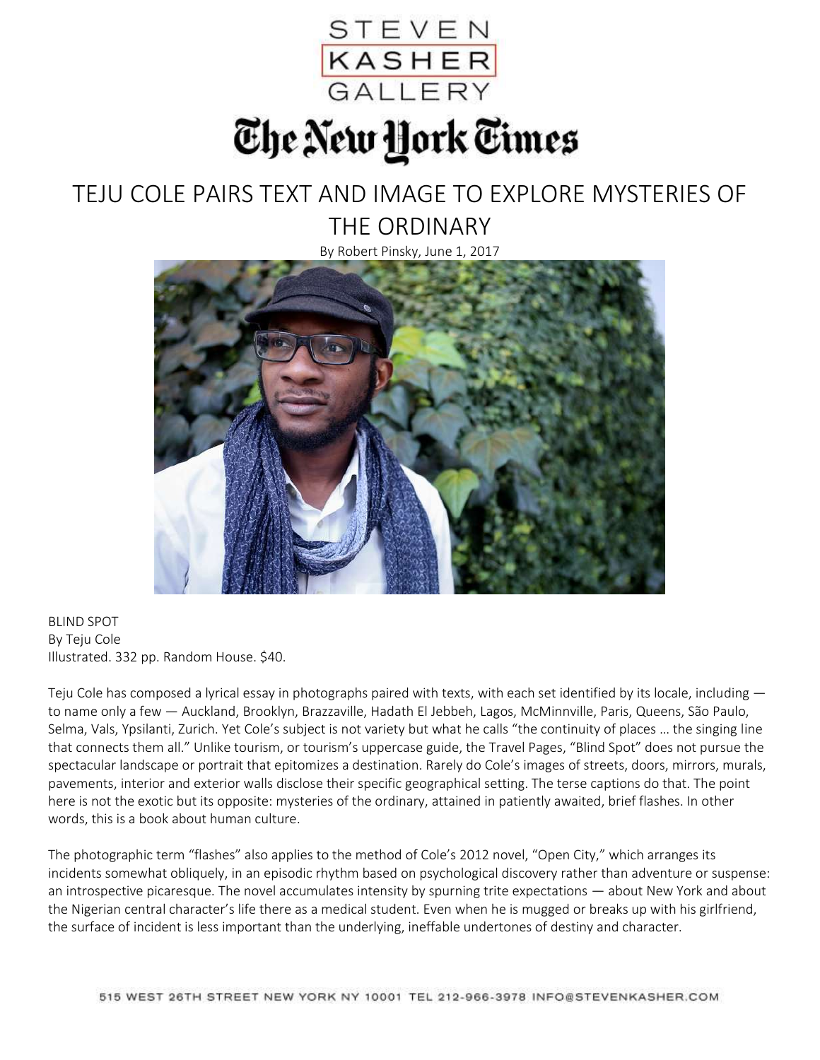STEVEN KASHER GALLERY

The New York Times

# TEJU COLE PAIRS TEXT AND IMAGE TO EXPLORE MYSTERIES OF THE ORDINARY

By Robert Pinsky, June 1, 2017

BLIND SPOT
By Teju Cole
Illustrated. 332 pp. Random House. $40.

Teju Cole has composed a lyrical essay in photographs paired with texts, with each set identified by its locale, including — to name only a few — Auckland, Brooklyn, Brazzaville, Hadath El Jebbeh, Lagos, McMinnville, Paris, Queens, São Paulo, Selma, Vals, Ypsilanti, Zurich. Yet Cole's subject is not variety but what he calls "the continuity of places … the singing line that connects them all." Unlike tourism, or tourism's uppercase guide, the Travel Pages, "Blind Spot" does not pursue the spectacular landscape or portrait that epitomizes a destination. Rarely do Cole's images of streets, doors, mirrors, murals, pavements, interior and exterior walls disclose their specific geographical setting. The terse captions do that. The point here is not the exotic but its opposite: mysteries of the ordinary, attained in patiently awaited, brief flashes. In other words, this is a book about human culture.

The photographic term "flashes" also applies to the method of Cole's 2012 novel, "Open City," which arranges its incidents somewhat obliquely, in an episodic rhythm based on psychological discovery rather than adventure or suspense: an introspective picaresque. The novel accumulates intensity by spurning trite expectations — about New York and about the Nigerian central character's life there as a medical student. Even when he is mugged or breaks up with his girlfriend, the surface of incident is less important than the underlying, ineffable undertones of destiny and character.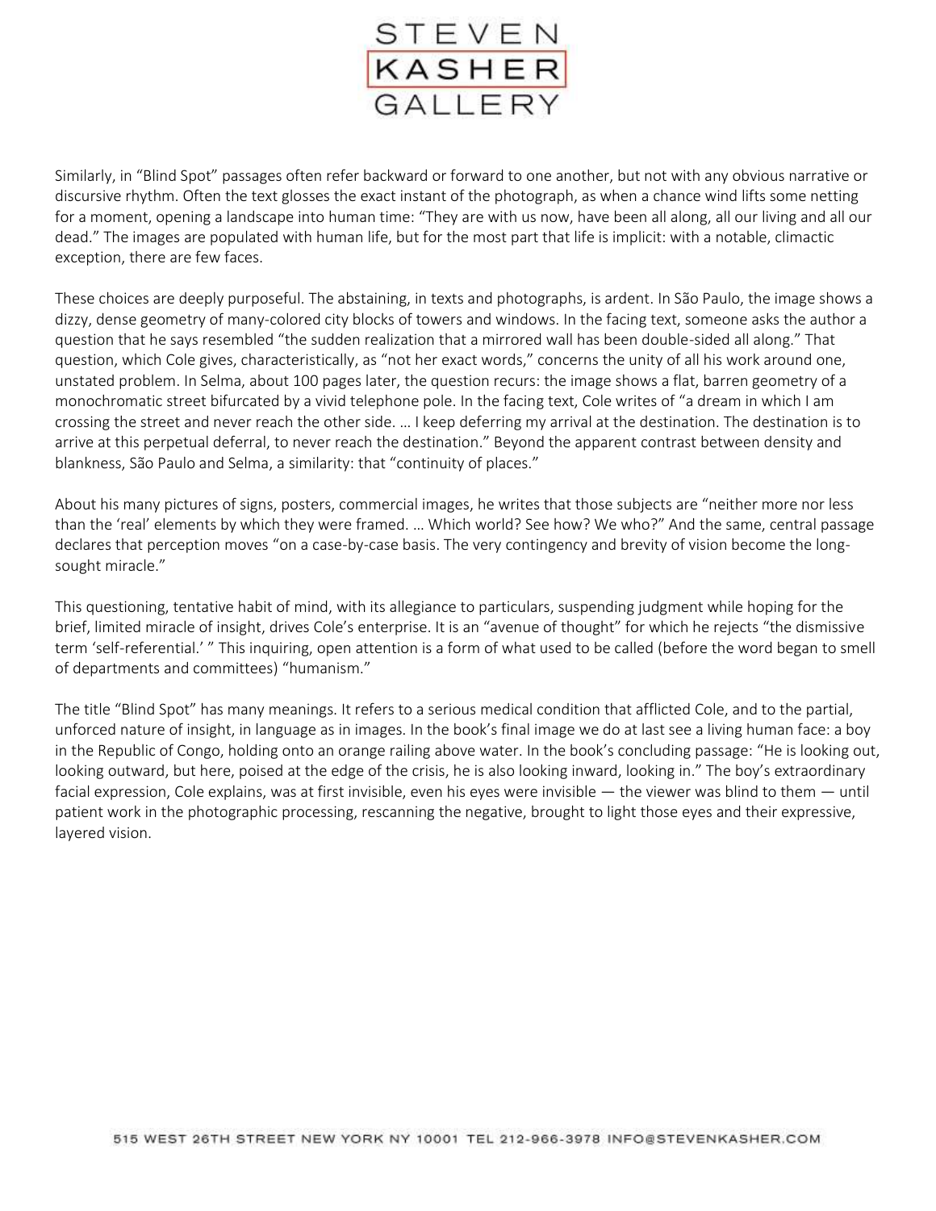Similarly, in "Blind Spot" passages often refer backward or forward to one another, but not with any obvious narrative or discursive rhythm. Often the text glosses the exact instant of the photograph, as when a chance wind lifts some netting for a moment, opening a landscape into human time: "They are with us now, have been all along, all our living and all our dead." The images are populated with human life, but for the most part that life is implicit: with a notable, climactic exception, there are few faces.

These choices are deeply purposeful. The abstaining, in texts and photographs, is ardent. In São Paulo, the image shows a dizzy, dense geometry of many-colored city blocks of towers and windows. In the facing text, someone asks the author a question that he says resembled "the sudden realization that a mirrored wall has been double-sided all along." That question, which Cole gives, characteristically, as "not her exact words," concerns the unity of all his work around one, unstated problem. In Selma, about 100 pages later, the question recurs: the image shows a flat, barren geometry of a monochromatic street bifurcated by a vivid telephone pole. In the facing text, Cole writes of "a dream in which I am crossing the street and never reach the other side. … I keep deferring my arrival at the destination. The destination is to arrive at this perpetual deferral, to never reach the destination." Beyond the apparent contrast between density and blankness, São Paulo and Selma, a similarity: that "continuity of places."

About his many pictures of signs, posters, commercial images, he writes that those subjects are "neither more nor less than the 'real' elements by which they were framed. … Which world? See how? We who?" And the same, central passage declares that perception moves "on a case-by-case basis. The very contingency and brevity of vision become the long-sought miracle."

This questioning, tentative habit of mind, with its allegiance to particulars, suspending judgment while hoping for the brief, limited miracle of insight, drives Cole's enterprise. It is an "avenue of thought" for which he rejects "the dismissive term 'self-referential.' " This inquiring, open attention is a form of what used to be called (before the word began to smell of departments and committees) "humanism."

The title "Blind Spot" has many meanings. It refers to a serious medical condition that afflicted Cole, and to the partial, unforced nature of insight, in language as in images. In the book's final image we do at last see a living human face: a boy in the Republic of Congo, holding onto an orange railing above water. In the book's concluding passage: "He is looking out, looking outward, but here, poised at the edge of the crisis, he is also looking inward, looking in." The boy's extraordinary facial expression, Cole explains, was at first invisible, even his eyes were invisible — the viewer was blind to them — until patient work in the photographic processing, rescanning the negative, brought to light those eyes and their expressive, layered vision.